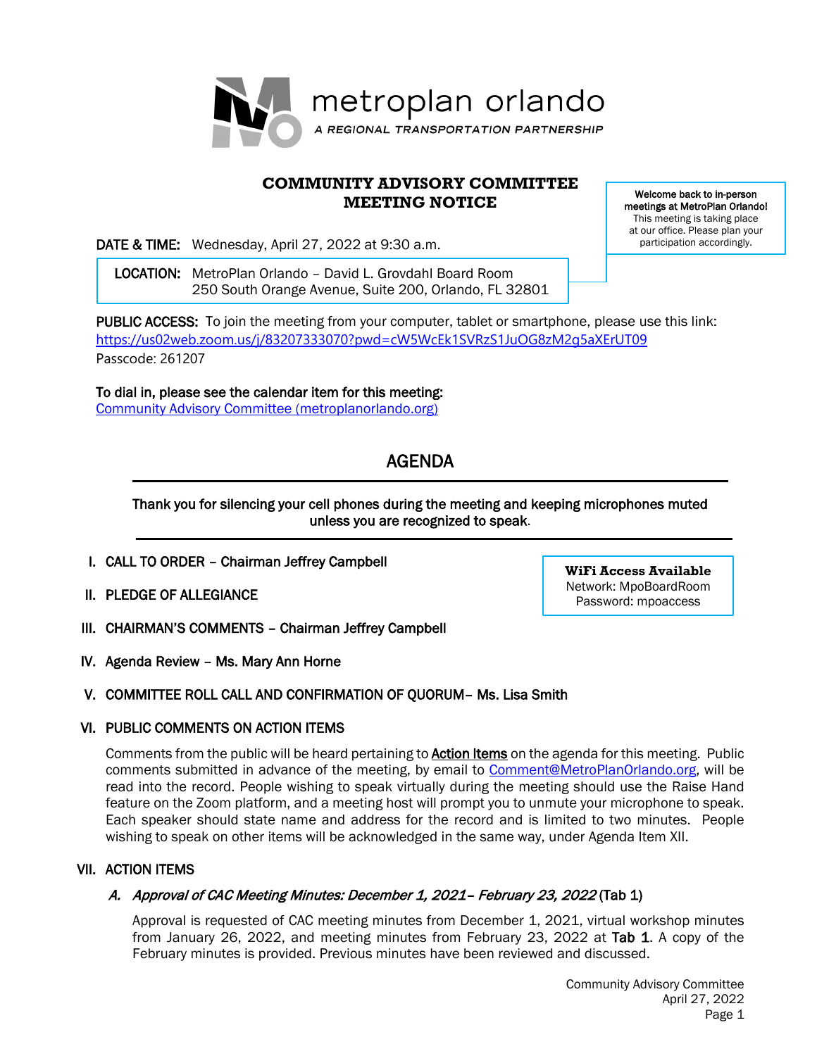metroplan orlando

A REGIONAL TRANSPORTATION PARTNERSHIP

# COMMUNITY ADVISORY COMMITTEE MEETING NOTICE

**Welcome back to in-person meetings at MetroPlan Orlando!** This meeting is taking place at our office. Please plan your participation accordingly.

**DATE & TIME:** Wednesday, April 27, 2022 at 9:30 a.m.

**LOCATION:** MetroPlan Orlando – David L. Grovdahl Board Room
250 South Orange Avenue, Suite 200, Orlando, FL 32801

**PUBLIC ACCESS:** To join the meeting from your computer, tablet or smartphone, please use this link:
https://us02web.zoom.us/j/83207333070?pwd=cW5WcEk1SVRzS1JuOG8zM2g5aXErUT09
Passcode: 261207

**To dial in, please see the calendar item for this meeting:**
Community Advisory Committee (metroplanorlando.org)

## AGENDA

**Thank you for silencing your cell phones during the meeting and keeping microphones muted unless you are recognized to speak.**

**WiFi Access Available**
Network: MpoBoardRoom
Password: mpoaccess

**I. CALL TO ORDER – Chairman Jeffrey Campbell**

**II. PLEDGE OF ALLEGIANCE**

**III. CHAIRMAN'S COMMENTS – Chairman Jeffrey Campbell**

**IV. Agenda Review – Ms. Mary Ann Horne**

**V. COMMITTEE ROLL CALL AND CONFIRMATION OF QUORUM– Ms. Lisa Smith**

**VI. PUBLIC COMMENTS ON ACTION ITEMS**

Comments from the public will be heard pertaining to **Action Items** on the agenda for this meeting. Public comments submitted in advance of the meeting, by email to Comment@MetroPlanOrlando.org, will be read into the record. People wishing to speak virtually during the meeting should use the Raise Hand feature on the Zoom platform, and a meeting host will prompt you to unmute your microphone to speak. Each speaker should state name and address for the record and is limited to two minutes. People wishing to speak on other items will be acknowledged in the same way, under Agenda Item XII.

**VII. ACTION ITEMS**

***A. Approval of CAC Meeting Minutes: December 1, 2021– February 23, 2022*** (Tab 1)

Approval is requested of CAC meeting minutes from December 1, 2021, virtual workshop minutes from January 26, 2022, and meeting minutes from February 23, 2022 at **Tab 1**. A copy of the February minutes is provided. Previous minutes have been reviewed and discussed.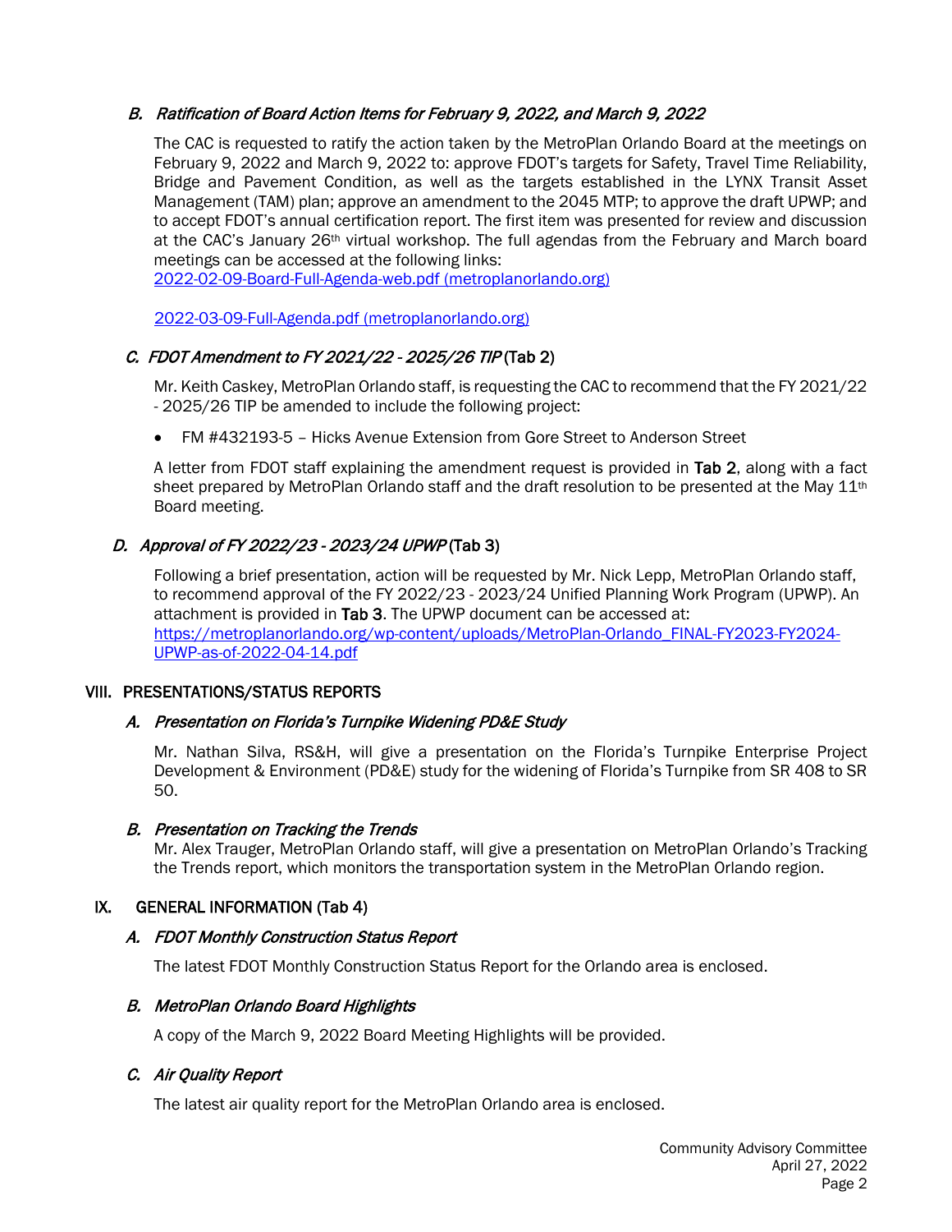### *B. Ratification of Board Action Items for February 9, 2022, and March 9, 2022*

The CAC is requested to ratify the action taken by the MetroPlan Orlando Board at the meetings on February 9, 2022 and March 9, 2022 to: approve FDOT's targets for Safety, Travel Time Reliability, Bridge and Pavement Condition, as well as the targets established in the LYNX Transit Asset Management (TAM) plan; approve an amendment to the 2045 MTP; to approve the draft UPWP; and to accept FDOT's annual certification report. The first item was presented for review and discussion at the CAC's January 26th virtual workshop. The full agendas from the February and March board meetings can be accessed at the following links:
[2022-02-09-Board-Full-Agenda-web.pdf (metroplanorlando.org)](2022-02-09-Board-Full-Agenda-web.pdf)

[2022-03-09-Full-Agenda.pdf (metroplanorlando.org)](2022-03-09-Full-Agenda.pdf)

### *C. FDOT Amendment to FY 2021/22 - 2025/26 TIP* (Tab 2)

Mr. Keith Caskey, MetroPlan Orlando staff, is requesting the CAC to recommend that the FY 2021/22 - 2025/26 TIP be amended to include the following project:

- FM #432193-5 – Hicks Avenue Extension from Gore Street to Anderson Street

A letter from FDOT staff explaining the amendment request is provided in **Tab 2**, along with a fact sheet prepared by MetroPlan Orlando staff and the draft resolution to be presented at the May 11th Board meeting.

### *D. Approval of FY 2022/23 - 2023/24 UPWP* (Tab 3)

Following a brief presentation, action will be requested by Mr. Nick Lepp, MetroPlan Orlando staff, to recommend approval of the FY 2022/23 - 2023/24 Unified Planning Work Program (UPWP). An attachment is provided in **Tab 3**. The UPWP document can be accessed at:
[https://metroplanorlando.org/wp-content/uploads/MetroPlan-Orlando_FINAL-FY2023-FY2024-UPWP-as-of-2022-04-14.pdf](https://metroplanorlando.org/wp-content/uploads/MetroPlan-Orlando_FINAL-FY2023-FY2024-UPWP-as-of-2022-04-14.pdf)

## VIII. PRESENTATIONS/STATUS REPORTS

### *A. Presentation on Florida's Turnpike Widening PD&E Study*

Mr. Nathan Silva, RS&H, will give a presentation on the Florida's Turnpike Enterprise Project Development & Environment (PD&E) study for the widening of Florida's Turnpike from SR 408 to SR 50.

### *B. Presentation on Tracking the Trends*

Mr. Alex Trauger, MetroPlan Orlando staff, will give a presentation on MetroPlan Orlando's Tracking the Trends report, which monitors the transportation system in the MetroPlan Orlando region.

## IX. GENERAL INFORMATION (Tab 4)

### *A. FDOT Monthly Construction Status Report*

The latest FDOT Monthly Construction Status Report for the Orlando area is enclosed.

### *B. MetroPlan Orlando Board Highlights*

A copy of the March 9, 2022 Board Meeting Highlights will be provided.

### *C. Air Quality Report*

The latest air quality report for the MetroPlan Orlando area is enclosed.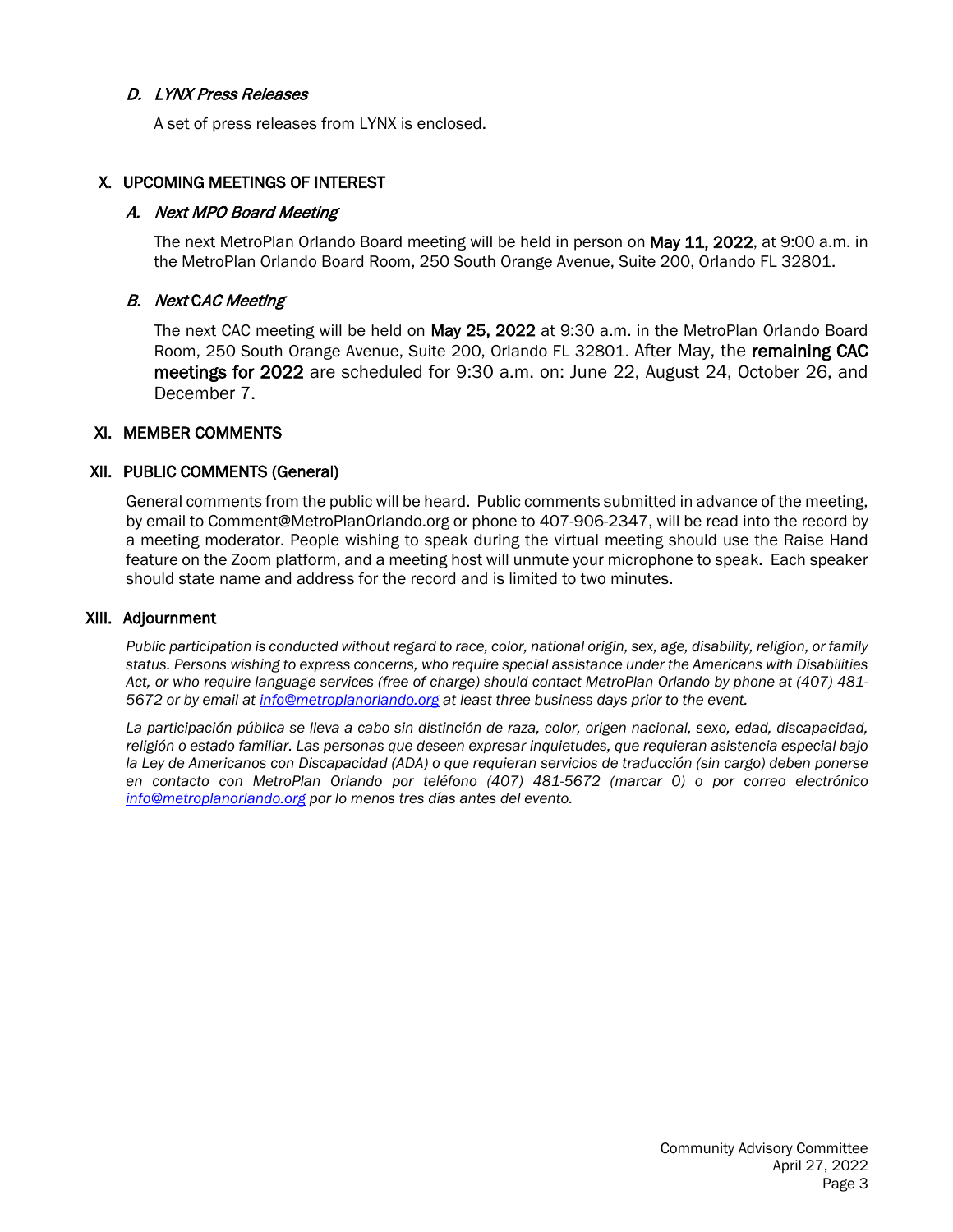### *D. LYNX Press Releases*

A set of press releases from LYNX is enclosed.

## X. UPCOMING MEETINGS OF INTEREST

### *A. Next MPO Board Meeting*

The next MetroPlan Orlando Board meeting will be held in person on **May 11, 2022**, at 9:00 a.m. in the MetroPlan Orlando Board Room, 250 South Orange Avenue, Suite 200, Orlando FL 32801.

### *B. Next CAC Meeting*

The next CAC meeting will be held on **May 25, 2022** at 9:30 a.m. in the MetroPlan Orlando Board Room, 250 South Orange Avenue, Suite 200, Orlando FL 32801. After May, the **remaining CAC meetings for 2022** are scheduled for 9:30 a.m. on: June 22, August 24, October 26, and December 7.

## XI. MEMBER COMMENTS

## XII. PUBLIC COMMENTS (General)

General comments from the public will be heard. Public comments submitted in advance of the meeting, by email to Comment@MetroPlanOrlando.org or phone to 407-906-2347, will be read into the record by a meeting moderator. People wishing to speak during the virtual meeting should use the Raise Hand feature on the Zoom platform, and a meeting host will unmute your microphone to speak. Each speaker should state name and address for the record and is limited to two minutes.

## XIII. Adjournment

*Public participation is conducted without regard to race, color, national origin, sex, age, disability, religion, or family status. Persons wishing to express concerns, who require special assistance under the Americans with Disabilities Act, or who require language services (free of charge) should contact MetroPlan Orlando by phone at (407) 481-5672 or by email at info@metroplanorlando.org at least three business days prior to the event.*

*La participación pública se lleva a cabo sin distinción de raza, color, origen nacional, sexo, edad, discapacidad, religión o estado familiar. Las personas que deseen expresar inquietudes, que requieran asistencia especial bajo la Ley de Americanos con Discapacidad (ADA) o que requieran servicios de traducción (sin cargo) deben ponerse en contacto con MetroPlan Orlando por teléfono (407) 481-5672 (marcar 0) o por correo electrónico info@metroplanorlando.org por lo menos tres días antes del evento.*